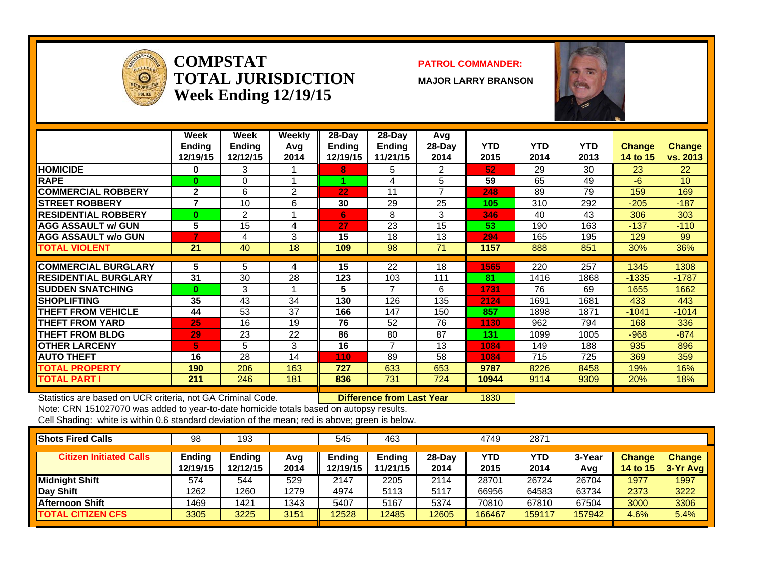# COMPSTAT TOTAL JURISDICTION Week Ending 12/19/15

**PATROL COMMANDER:**

**MAJOR LARRY BRANSON**

| | Week Ending 12/19/15 | Week Ending 12/12/15 | Weekly Avg 2014 | 28-Day Ending 12/19/15 | 28-Day Ending 11/21/15 | Avg 28-Day 2014 | YTD 2015 | YTD 2014 | YTD 2013 | Change 14 to 15 | Change vs. 2013 |
|---|---|---|---|---|---|---|---|---|---|---|---|
| **HOMICIDE** | 0 | 3 | 1 | 8 | 5 | 2 | 52 | 29 | 30 | 23 | 22 |
| **RAPE** | 0 | 0 | 1 | 1 | 4 | 5 | 59 | 65 | 49 | -6 | 10 |
| **COMMERCIAL ROBBERY** | 2 | 6 | 2 | 22 | 11 | 7 | 248 | 89 | 79 | 159 | 169 |
| **STREET ROBBERY** | 7 | 10 | 6 | 30 | 29 | 25 | 105 | 310 | 292 | -205 | -187 |
| **RESIDENTIAL ROBBERY** | 0 | 2 | 1 | 6 | 8 | 3 | 346 | 40 | 43 | 306 | 303 |
| **AGG ASSAULT w/ GUN** | 5 | 15 | 4 | 27 | 23 | 15 | 53 | 190 | 163 | -137 | -110 |
| **AGG ASSAULT w/o GUN** | 7 | 4 | 3 | 15 | 18 | 13 | 294 | 165 | 195 | 129 | 99 |
| **TOTAL VIOLENT** | 21 | 40 | 18 | 109 | 98 | 71 | 1157 | 888 | 851 | 30% | 36% |
| **COMMERCIAL BURGLARY** | 5 | 5 | 4 | 15 | 22 | 18 | 1565 | 220 | 257 | 1345 | 1308 |
| **RESIDENTIAL BURGLARY** | 31 | 30 | 28 | 123 | 103 | 111 | 81 | 1416 | 1868 | -1335 | -1787 |
| **SUDDEN SNATCHING** | 0 | 3 | 1 | 5 | 7 | 6 | 1731 | 76 | 69 | 1655 | 1662 |
| **SHOPLIFTING** | 35 | 43 | 34 | 130 | 126 | 135 | 2124 | 1691 | 1681 | 433 | 443 |
| **THEFT FROM VEHICLE** | 44 | 53 | 37 | 166 | 147 | 150 | 857 | 1898 | 1871 | -1041 | -1014 |
| **THEFT FROM YARD** | 25 | 16 | 19 | 76 | 52 | 76 | 1130 | 962 | 794 | 168 | 336 |
| **THEFT FROM BLDG** | 29 | 23 | 22 | 86 | 80 | 87 | 131 | 1099 | 1005 | -968 | -874 |
| **OTHER LARCENY** | 5 | 5 | 3 | 16 | 7 | 13 | 1084 | 149 | 188 | 935 | 896 |
| **AUTO THEFT** | 16 | 28 | 14 | 110 | 89 | 58 | 1084 | 715 | 725 | 369 | 359 |
| **TOTAL PROPERTY** | 190 | 206 | 163 | 727 | 633 | 653 | 9787 | 8226 | 8458 | 19% | 16% |
| **TOTAL PART I** | 211 | 246 | 181 | 836 | 731 | 724 | 10944 | 9114 | 9309 | 20% | 18% |

Statistics are based on UCR criteria, not GA Criminal Code. **Difference from Last Year** 1830

Note: CRN 151027070 was added to year-to-date homicide totals based on autopsy results.

Cell Shading: white is within 0.6 standard deviation of the mean; red is above; green is below.

| **Shots Fired Calls** | 98 | 193 | | 545 | 463 | | 4749 | 2871 | | | |
|---|---|---|---|---|---|---|---|---|---|---|---|
| **Citizen Initiated Calls** | **Ending 12/19/15** | **Ending 12/12/15** | **Avg 2014** | **Ending 12/19/15** | **Ending 11/21/15** | **28-Day 2014** | **YTD 2015** | **YTD 2014** | **3-Year Avg** | **Change 14 to 15** | **Change 3-Yr Avg** |
| **Midnight Shift** | 574 | 544 | 529 | 2147 | 2205 | 2114 | 28701 | 26724 | 26704 | 1977 | 1997 |
| **Day Shift** | 1262 | 1260 | 1279 | 4974 | 5113 | 5117 | 66956 | 64583 | 63734 | 2373 | 3222 |
| **Afternoon Shift** | 1469 | 1421 | 1343 | 5407 | 5167 | 5374 | 70810 | 67810 | 67504 | 3000 | 3306 |
| **TOTAL CITIZEN CFS** | 3305 | 3225 | 3151 | 12528 | 12485 | 12605 | 166467 | 159117 | 157942 | 4.6% | 5.4% |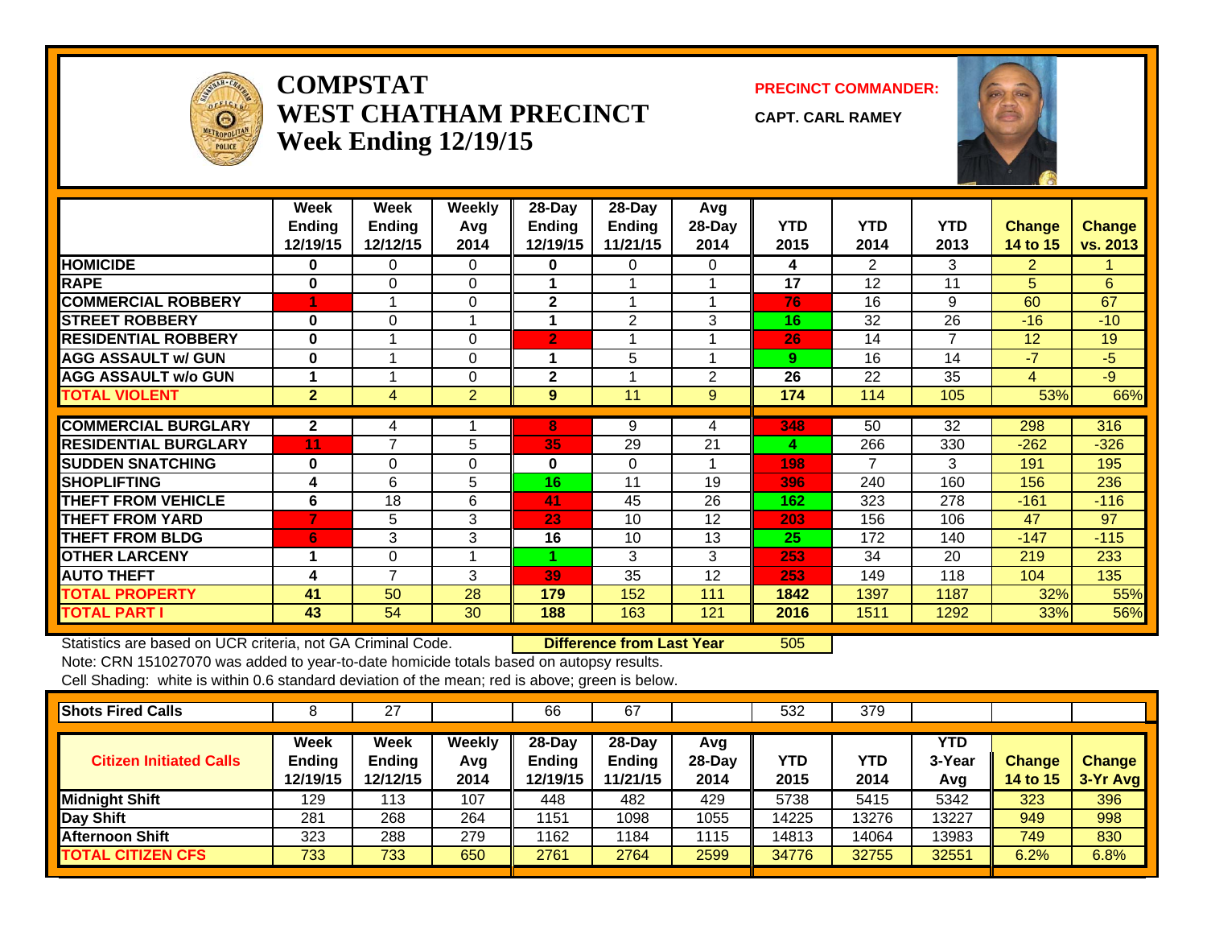# COMPSTAT
# WEST CHATHAM PRECINCT
## Week Ending 12/19/15

**PRECINCT COMMANDER:**

**CAPT. CARL RAMEY**

| | Week Ending 12/19/15 | Week Ending 12/12/15 | Weekly Avg 2014 | 28-Day Ending 12/19/15 | 28-Day Ending 11/21/15 | Avg 28-Day 2014 | YTD 2015 | YTD 2014 | YTD 2013 | Change 14 to 15 | Change vs. 2013 |
|---|---|---|---|---|---|---|---|---|---|---|---|
| **HOMICIDE** | 0 | 0 | 0 | 0 | 0 | 0 | 4 | 2 | 3 | 2 | 1 |
| **RAPE** | 0 | 0 | 0 | 1 | 1 | 1 | 17 | 12 | 11 | 5 | 6 |
| **COMMERCIAL ROBBERY** | 1 | 1 | 0 | 2 | 1 | 1 | 76 | 16 | 9 | 60 | 67 |
| **STREET ROBBERY** | 0 | 0 | 1 | 1 | 2 | 3 | 16 | 32 | 26 | -16 | -10 |
| **RESIDENTIAL ROBBERY** | 0 | 1 | 0 | 2 | 1 | 1 | 26 | 14 | 7 | 12 | 19 |
| **AGG ASSAULT w/ GUN** | 0 | 1 | 0 | 1 | 5 | 1 | 9 | 16 | 14 | -7 | -5 |
| **AGG ASSAULT w/o GUN** | 1 | 1 | 0 | 2 | 1 | 2 | 26 | 22 | 35 | 4 | -9 |
| **TOTAL VIOLENT** | 2 | 4 | 2 | 9 | 11 | 9 | 174 | 114 | 105 | 53% | 66% |
| **COMMERCIAL BURGLARY** | 2 | 4 | 1 | 8 | 9 | 4 | 348 | 50 | 32 | 298 | 316 |
| **RESIDENTIAL BURGLARY** | 11 | 7 | 5 | 35 | 29 | 21 | 4 | 266 | 330 | -262 | -326 |
| **SUDDEN SNATCHING** | 0 | 0 | 0 | 0 | 0 | 1 | 198 | 7 | 3 | 191 | 195 |
| **SHOPLIFTING** | 4 | 6 | 5 | 16 | 11 | 19 | 396 | 240 | 160 | 156 | 236 |
| **THEFT FROM VEHICLE** | 6 | 18 | 6 | 41 | 45 | 26 | 162 | 323 | 278 | -161 | -116 |
| **THEFT FROM YARD** | 7 | 5 | 3 | 23 | 10 | 12 | 203 | 156 | 106 | 47 | 97 |
| **THEFT FROM BLDG** | 6 | 3 | 3 | 16 | 10 | 13 | 25 | 172 | 140 | -147 | -115 |
| **OTHER LARCENY** | 1 | 0 | 1 | 1 | 3 | 3 | 253 | 34 | 20 | 219 | 233 |
| **AUTO THEFT** | 4 | 7 | 3 | 39 | 35 | 12 | 253 | 149 | 118 | 104 | 135 |
| **TOTAL PROPERTY** | 41 | 50 | 28 | 179 | 152 | 111 | 1842 | 1397 | 1187 | 32% | 55% |
| **TOTAL PART I** | 43 | 54 | 30 | 188 | 163 | 121 | 2016 | 1511 | 1292 | 33% | 56% |

Statistics are based on UCR criteria, not GA Criminal Code. **Difference from Last Year** 505

Note: CRN 151027070 was added to year-to-date homicide totals based on autopsy results.

Cell Shading: white is within 0.6 standard deviation of the mean; red is above; green is below.

| **Shots Fired Calls** | 8 | 27 | | 66 | 67 | | 532 | 379 | | | |
|---|---|---|---|---|---|---|---|---|---|---|---|
| **Citizen Initiated Calls** | **Week Ending 12/19/15** | **Week Ending 12/12/15** | **Weekly Avg 2014** | **28-Day Ending 12/19/15** | **28-Day Ending 11/21/15** | **Avg 28-Day 2014** | **YTD 2015** | **YTD 2014** | **YTD 3-Year Avg** | **Change 14 to 15** | **Change 3-Yr Avg** |
| **Midnight Shift** | 129 | 113 | 107 | 448 | 482 | 429 | 5738 | 5415 | 5342 | 323 | 396 |
| **Day Shift** | 281 | 268 | 264 | 1151 | 1098 | 1055 | 14225 | 13276 | 13227 | 949 | 998 |
| **Afternoon Shift** | 323 | 288 | 279 | 1162 | 1184 | 1115 | 14813 | 14064 | 13983 | 749 | 830 |
| **TOTAL CITIZEN CFS** | 733 | 733 | 650 | 2761 | 2764 | 2599 | 34776 | 32755 | 32551 | 6.2% | 6.8% |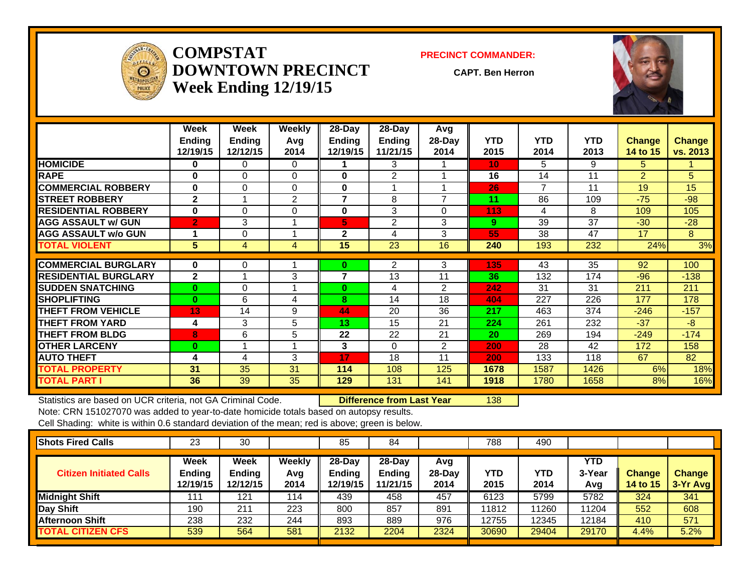# COMPSTAT DOWNTOWN PRECINCT Week Ending 12/19/15

**PRECINCT COMMANDER:**

**CAPT. Ben Herron**

| | Week Ending 12/19/15 | Week Ending 12/12/15 | Weekly Avg 2014 | 28-Day Ending 12/19/15 | 28-Day Ending 11/21/15 | Avg 28-Day 2014 | YTD 2015 | YTD 2014 | YTD 2013 | Change 14 to 15 | Change vs. 2013 |
|---|---|---|---|---|---|---|---|---|---|---|---|
| HOMICIDE | 0 | 0 | 0 | 1 | 3 | 1 | 10 | 5 | 9 | 5 | 1 |
| RAPE | 0 | 0 | 0 | 0 | 2 | 1 | 16 | 14 | 11 | 2 | 5 |
| COMMERCIAL ROBBERY | 0 | 0 | 0 | 0 | 1 | 1 | 26 | 7 | 11 | 19 | 15 |
| STREET ROBBERY | 2 | 1 | 2 | 7 | 8 | 7 | 11 | 86 | 109 | -75 | -98 |
| RESIDENTIAL ROBBERY | 0 | 0 | 0 | 0 | 3 | 0 | 113 | 4 | 8 | 109 | 105 |
| AGG ASSAULT w/ GUN | 2 | 3 | 1 | 5 | 2 | 3 | 9 | 39 | 37 | -30 | -28 |
| AGG ASSAULT w/o GUN | 1 | 0 | 1 | 2 | 4 | 3 | 55 | 38 | 47 | 17 | 8 |
| TOTAL VIOLENT | 5 | 4 | 4 | 15 | 23 | 16 | 240 | 193 | 232 | 24% | 3% |
| COMMERCIAL BURGLARY | 0 | 0 | 1 | 0 | 2 | 3 | 135 | 43 | 35 | 92 | 100 |
| RESIDENTIAL BURGLARY | 2 | 1 | 3 | 7 | 13 | 11 | 36 | 132 | 174 | -96 | -138 |
| SUDDEN SNATCHING | 0 | 0 | 1 | 0 | 4 | 2 | 242 | 31 | 31 | 211 | 211 |
| SHOPLIFTING | 0 | 6 | 4 | 8 | 14 | 18 | 404 | 227 | 226 | 177 | 178 |
| THEFT FROM VEHICLE | 13 | 14 | 9 | 44 | 20 | 36 | 217 | 463 | 374 | -246 | -157 |
| THEFT FROM YARD | 4 | 3 | 5 | 13 | 15 | 21 | 224 | 261 | 232 | -37 | -8 |
| THEFT FROM BLDG | 8 | 6 | 5 | 22 | 22 | 21 | 20 | 269 | 194 | -249 | -174 |
| OTHER LARCENY | 0 | 1 | 1 | 3 | 0 | 2 | 200 | 28 | 42 | 172 | 158 |
| AUTO THEFT | 4 | 4 | 3 | 17 | 18 | 11 | 200 | 133 | 118 | 67 | 82 |
| TOTAL PROPERTY | 31 | 35 | 31 | 114 | 108 | 125 | 1678 | 1587 | 1426 | 6% | 18% |
| TOTAL PART I | 36 | 39 | 35 | 129 | 131 | 141 | 1918 | 1780 | 1658 | 8% | 16% |

Statistics are based on UCR criteria, not GA Criminal Code. **Difference from Last Year** 138

Note: CRN 151027070 was added to year-to-date homicide totals based on autopsy results.

Cell Shading: white is within 0.6 standard deviation of the mean; red is above; green is below.

| Shots Fired Calls | 23 | 30 | | 85 | 84 | | 788 | 490 | | | |
|---|---|---|---|---|---|---|---|---|---|---|---|
| **Citizen Initiated Calls** | **Week Ending 12/19/15** | **Week Ending 12/12/15** | **Weekly Avg 2014** | **28-Day Ending 12/19/15** | **28-Day Ending 11/21/15** | **Avg 28-Day 2014** | **YTD 2015** | **YTD 2014** | **YTD 3-Year Avg** | **Change 14 to 15** | **Change 3-Yr Avg** |
| Midnight Shift | 111 | 121 | 114 | 439 | 458 | 457 | 6123 | 5799 | 5782 | 324 | 341 |
| Day Shift | 190 | 211 | 223 | 800 | 857 | 891 | 11812 | 11260 | 11204 | 552 | 608 |
| Afternoon Shift | 238 | 232 | 244 | 893 | 889 | 976 | 12755 | 12345 | 12184 | 410 | 571 |
| TOTAL CITIZEN CFS | 539 | 564 | 581 | 2132 | 2204 | 2324 | 30690 | 29404 | 29170 | 4.4% | 5.2% |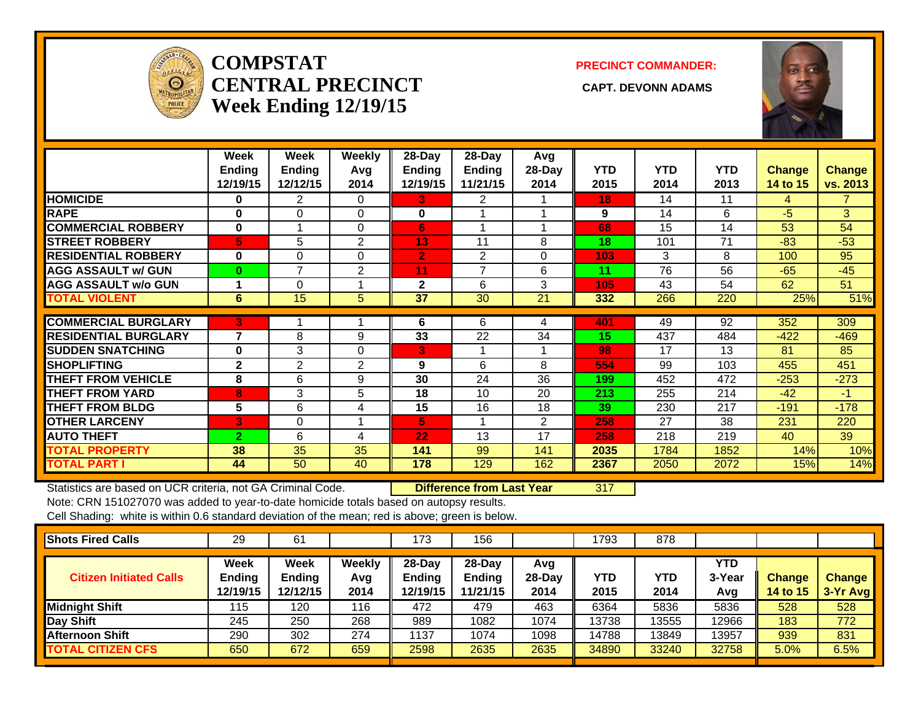# COMPSTAT CENTRAL PRECINCT Week Ending 12/19/15

**PRECINCT COMMANDER:**

**CAPT. DEVONN ADAMS**

| | Week Ending 12/19/15 | Week Ending 12/12/15 | Weekly Avg 2014 | 28-Day Ending 12/19/15 | 28-Day Ending 11/21/15 | Avg 28-Day 2014 | YTD 2015 | YTD 2014 | YTD 2013 | Change 14 to 15 | Change vs. 2013 |
|---|---|---|---|---|---|---|---|---|---|---|---|
| HOMICIDE | 0 | 2 | 0 | 3 | 2 | 1 | 18 | 14 | 11 | 4 | 7 |
| RAPE | 0 | 0 | 0 | 0 | 1 | 1 | 9 | 14 | 6 | -5 | 3 |
| COMMERCIAL ROBBERY | 0 | 1 | 0 | 6 | 1 | 1 | 68 | 15 | 14 | 53 | 54 |
| STREET ROBBERY | 5 | 5 | 2 | 13 | 11 | 8 | 18 | 101 | 71 | -83 | -53 |
| RESIDENTIAL ROBBERY | 0 | 0 | 0 | 2 | 2 | 0 | 103 | 3 | 8 | 100 | 95 |
| AGG ASSAULT w/ GUN | 0 | 7 | 2 | 11 | 7 | 6 | 11 | 76 | 56 | -65 | -45 |
| AGG ASSAULT w/o GUN | 1 | 0 | 1 | 2 | 6 | 3 | 105 | 43 | 54 | 62 | 51 |
| TOTAL VIOLENT | 6 | 15 | 5 | 37 | 30 | 21 | 332 | 266 | 220 | 25% | 51% |
| COMMERCIAL BURGLARY | 3 | 1 | 1 | 6 | 6 | 4 | 401 | 49 | 92 | 352 | 309 |
| RESIDENTIAL BURGLARY | 7 | 8 | 9 | 33 | 22 | 34 | 15 | 437 | 484 | -422 | -469 |
| SUDDEN SNATCHING | 0 | 3 | 0 | 3 | 1 | 1 | 98 | 17 | 13 | 81 | 85 |
| SHOPLIFTING | 2 | 2 | 2 | 9 | 6 | 8 | 554 | 99 | 103 | 455 | 451 |
| THEFT FROM VEHICLE | 8 | 6 | 9 | 30 | 24 | 36 | 199 | 452 | 472 | -253 | -273 |
| THEFT FROM YARD | 8 | 3 | 5 | 18 | 10 | 20 | 213 | 255 | 214 | -42 | -1 |
| THEFT FROM BLDG | 5 | 6 | 4 | 15 | 16 | 18 | 39 | 230 | 217 | -191 | -178 |
| OTHER LARCENY | 3 | 0 | 1 | 5 | 1 | 2 | 258 | 27 | 38 | 231 | 220 |
| AUTO THEFT | 2 | 6 | 4 | 22 | 13 | 17 | 258 | 218 | 219 | 40 | 39 |
| TOTAL PROPERTY | 38 | 35 | 35 | 141 | 99 | 141 | 2035 | 1784 | 1852 | 14% | 10% |
| TOTAL PART I | 44 | 50 | 40 | 178 | 129 | 162 | 2367 | 2050 | 2072 | 15% | 14% |

Statistics are based on UCR criteria, not GA Criminal Code. **Difference from Last Year** 317

Note: CRN 151027070 was added to year-to-date homicide totals based on autopsy results.

Cell Shading: white is within 0.6 standard deviation of the mean; red is above; green is below.

| Shots Fired Calls | 29 | 61 | | 173 | 156 | | 1793 | 878 | | | |
|---|---|---|---|---|---|---|---|---|---|---|---|
| **Citizen Initiated Calls** | **Week Ending 12/19/15** | **Week Ending 12/12/15** | **Weekly Avg 2014** | **28-Day Ending 12/19/15** | **28-Day Ending 11/21/15** | **Avg 28-Day 2014** | **YTD 2015** | **YTD 2014** | **YTD 3-Year Avg** | **Change 14 to 15** | **Change 3-Yr Avg** |
| Midnight Shift | 115 | 120 | 116 | 472 | 479 | 463 | 6364 | 5836 | 5836 | 528 | 528 |
| Day Shift | 245 | 250 | 268 | 989 | 1082 | 1074 | 13738 | 13555 | 12966 | 183 | 772 |
| Afternoon Shift | 290 | 302 | 274 | 1137 | 1074 | 1098 | 14788 | 13849 | 13957 | 939 | 831 |
| TOTAL CITIZEN CFS | 650 | 672 | 659 | 2598 | 2635 | 2635 | 34890 | 33240 | 32758 | 5.0% | 6.5% |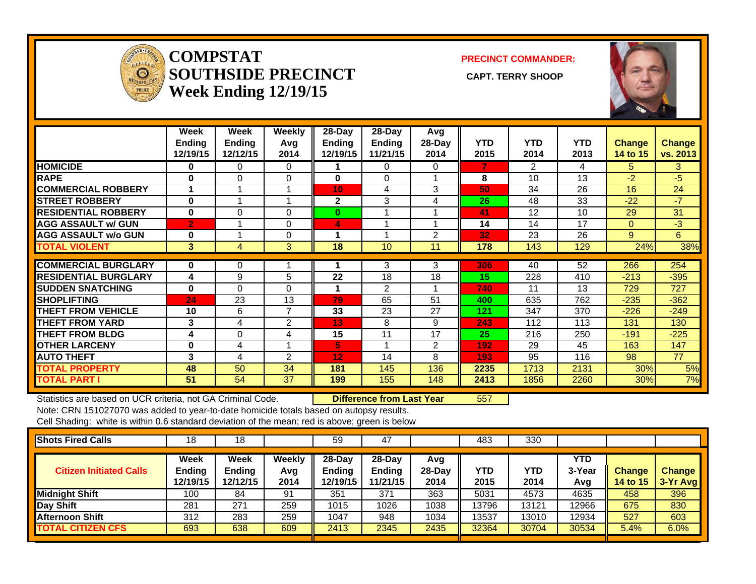# COMPSTAT SOUTHSIDE PRECINCT
## Week Ending 12/19/15

**PRECINCT COMMANDER:**

**CAPT. TERRY SHOOP**

| | Week Ending 12/19/15 | Week Ending 12/12/15 | Weekly Avg 2014 | 28-Day Ending 12/19/15 | 28-Day Ending 11/21/15 | Avg 28-Day 2014 | YTD 2015 | YTD 2014 | YTD 2013 | Change 14 to 15 | Change vs. 2013 |
|---|---|---|---|---|---|---|---|---|---|---|---|
| HOMICIDE | 0 | 0 | 0 | 1 | 0 | 0 | 7 | 2 | 4 | 5 | 3 |
| RAPE | 0 | 0 | 0 | 0 | 0 | 1 | 8 | 10 | 13 | -2 | -5 |
| COMMERCIAL ROBBERY | 1 | 1 | 1 | 10 | 4 | 3 | 50 | 34 | 26 | 16 | 24 |
| STREET ROBBERY | 0 | 1 | 1 | 2 | 3 | 4 | 26 | 48 | 33 | -22 | -7 |
| RESIDENTIAL ROBBERY | 0 | 0 | 0 | 0 | 1 | 1 | 41 | 12 | 10 | 29 | 31 |
| AGG ASSAULT w/ GUN | 2 | 1 | 0 | 4 | 1 | 1 | 14 | 14 | 17 | 0 | -3 |
| AGG ASSAULT w/o GUN | 0 | 1 | 0 | 1 | 1 | 2 | 32 | 23 | 26 | 9 | 6 |
| TOTAL VIOLENT | 3 | 4 | 3 | 18 | 10 | 11 | 178 | 143 | 129 | 24% | 38% |
| COMMERCIAL BURGLARY | 0 | 0 | 1 | 1 | 3 | 3 | 306 | 40 | 52 | 266 | 254 |
| RESIDENTIAL BURGLARY | 4 | 9 | 5 | 22 | 18 | 18 | 15 | 228 | 410 | -213 | -395 |
| SUDDEN SNATCHING | 0 | 0 | 0 | 1 | 2 | 1 | 740 | 11 | 13 | 729 | 727 |
| SHOPLIFTING | 24 | 23 | 13 | 79 | 65 | 51 | 400 | 635 | 762 | -235 | -362 |
| THEFT FROM VEHICLE | 10 | 6 | 7 | 33 | 23 | 27 | 121 | 347 | 370 | -226 | -249 |
| THEFT FROM YARD | 3 | 4 | 2 | 13 | 8 | 9 | 243 | 112 | 113 | 131 | 130 |
| THEFT FROM BLDG | 4 | 0 | 4 | 15 | 11 | 17 | 25 | 216 | 250 | -191 | -225 |
| OTHER LARCENY | 0 | 4 | 1 | 5 | 1 | 2 | 192 | 29 | 45 | 163 | 147 |
| AUTO THEFT | 3 | 4 | 2 | 12 | 14 | 8 | 193 | 95 | 116 | 98 | 77 |
| TOTAL PROPERTY | 48 | 50 | 34 | 181 | 145 | 136 | 2235 | 1713 | 2131 | 30% | 5% |
| TOTAL PART I | 51 | 54 | 37 | 199 | 155 | 148 | 2413 | 1856 | 2260 | 30% | 7% |

Statistics are based on UCR criteria, not GA Criminal Code. **Difference from Last Year** 557

Note: CRN 151027070 was added to year-to-date homicide totals based on autopsy results.

Cell Shading: white is within 0.6 standard deviation of the mean; red is above; green is below

| Shots Fired Calls | 18 | 18 | | 59 | 47 | | 483 | 330 | | | |
|---|---|---|---|---|---|---|---|---|---|---|---|

| Citizen Initiated Calls | Week Ending 12/19/15 | Week Ending 12/12/15 | Weekly Avg 2014 | 28-Day Ending 12/19/15 | 28-Day Ending 11/21/15 | Avg 28-Day 2014 | YTD 2015 | YTD 2014 | YTD 3-Year Avg | Change 14 to 15 | Change 3-Yr Avg |
|---|---|---|---|---|---|---|---|---|---|---|---|
| Midnight Shift | 100 | 84 | 91 | 351 | 371 | 363 | 5031 | 4573 | 4635 | 458 | 396 |
| Day Shift | 281 | 271 | 259 | 1015 | 1026 | 1038 | 13796 | 13121 | 12966 | 675 | 830 |
| Afternoon Shift | 312 | 283 | 259 | 1047 | 948 | 1034 | 13537 | 13010 | 12934 | 527 | 603 |
| TOTAL CITIZEN CFS | 693 | 638 | 609 | 2413 | 2345 | 2435 | 32364 | 30704 | 30534 | 5.4% | 6.0% |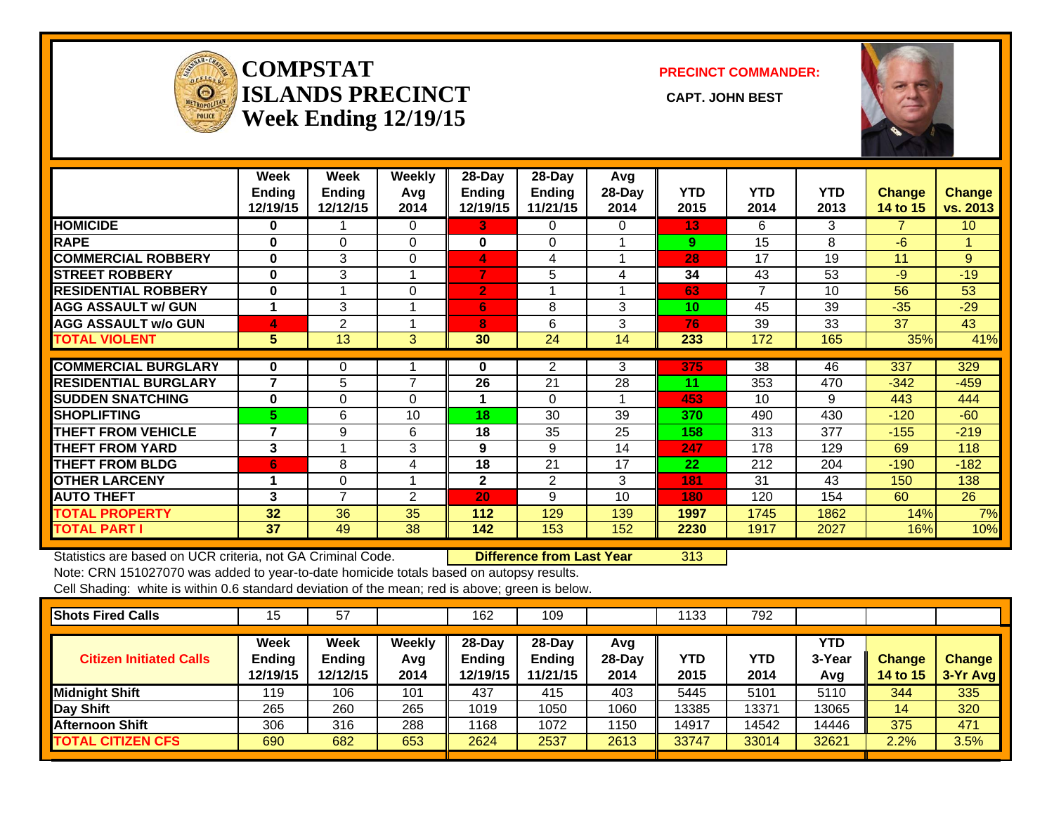# COMPSTAT ISLANDS PRECINCT Week Ending 12/19/15

**PRECINCT COMMANDER:**

**CAPT. JOHN BEST**

| | Week Ending 12/19/15 | Week Ending 12/12/15 | Weekly Avg 2014 | 28-Day Ending 12/19/15 | 28-Day Ending 11/21/15 | Avg 28-Day 2014 | YTD 2015 | YTD 2014 | YTD 2013 | Change 14 to 15 | Change vs. 2013 |
|---|---|---|---|---|---|---|---|---|---|---|---|
| HOMICIDE | 0 | 1 | 0 | 3 | 0 | 0 | 13 | 6 | 3 | 7 | 10 |
| RAPE | 0 | 0 | 0 | 0 | 0 | 1 | 9 | 15 | 8 | -6 | 1 |
| COMMERCIAL ROBBERY | 0 | 3 | 0 | 4 | 4 | 1 | 28 | 17 | 19 | 11 | 9 |
| STREET ROBBERY | 0 | 3 | 1 | 7 | 5 | 4 | 34 | 43 | 53 | -9 | -19 |
| RESIDENTIAL ROBBERY | 0 | 1 | 0 | 2 | 1 | 1 | 63 | 7 | 10 | 56 | 53 |
| AGG ASSAULT w/ GUN | 1 | 3 | 1 | 6 | 8 | 3 | 10 | 45 | 39 | -35 | -29 |
| AGG ASSAULT w/o GUN | 4 | 2 | 1 | 8 | 6 | 3 | 76 | 39 | 33 | 37 | 43 |
| TOTAL VIOLENT | 5 | 13 | 3 | 30 | 24 | 14 | 233 | 172 | 165 | 35% | 41% |
| COMMERCIAL BURGLARY | 0 | 0 | 1 | 0 | 2 | 3 | 375 | 38 | 46 | 337 | 329 |
| RESIDENTIAL BURGLARY | 7 | 5 | 7 | 26 | 21 | 28 | 11 | 353 | 470 | -342 | -459 |
| SUDDEN SNATCHING | 0 | 0 | 0 | 1 | 0 | 1 | 453 | 10 | 9 | 443 | 444 |
| SHOPLIFTING | 5 | 6 | 10 | 18 | 30 | 39 | 370 | 490 | 430 | -120 | -60 |
| THEFT FROM VEHICLE | 7 | 9 | 6 | 18 | 35 | 25 | 158 | 313 | 377 | -155 | -219 |
| THEFT FROM YARD | 3 | 1 | 3 | 9 | 9 | 14 | 247 | 178 | 129 | 69 | 118 |
| THEFT FROM BLDG | 6 | 8 | 4 | 18 | 21 | 17 | 22 | 212 | 204 | -190 | -182 |
| OTHER LARCENY | 1 | 0 | 1 | 2 | 2 | 3 | 181 | 31 | 43 | 150 | 138 |
| AUTO THEFT | 3 | 7 | 2 | 20 | 9 | 10 | 180 | 120 | 154 | 60 | 26 |
| TOTAL PROPERTY | 32 | 36 | 35 | 112 | 129 | 139 | 1997 | 1745 | 1862 | 14% | 7% |
| TOTAL PART I | 37 | 49 | 38 | 142 | 153 | 152 | 2230 | 1917 | 2027 | 16% | 10% |

Statistics are based on UCR criteria, not GA Criminal Code. **Difference from Last Year** 313

Note: CRN 151027070 was added to year-to-date homicide totals based on autopsy results.

Cell Shading: white is within 0.6 standard deviation of the mean; red is above; green is below.

| Shots Fired Calls | 15 | 57 | | 162 | 109 | | 1133 | 792 | | | |
|---|---|---|---|---|---|---|---|---|---|---|---|
| **Citizen Initiated Calls** | **Week Ending 12/19/15** | **Week Ending 12/12/15** | **Weekly Avg 2014** | **28-Day Ending 12/19/15** | **28-Day Ending 11/21/15** | **Avg 28-Day 2014** | **YTD 2015** | **YTD 2014** | **YTD 3-Year Avg** | **Change 14 to 15** | **Change 3-Yr Avg** |
| Midnight Shift | 119 | 106 | 101 | 437 | 415 | 403 | 5445 | 5101 | 5110 | 344 | 335 |
| Day Shift | 265 | 260 | 265 | 1019 | 1050 | 1060 | 13385 | 13371 | 13065 | 14 | 320 |
| Afternoon Shift | 306 | 316 | 288 | 1168 | 1072 | 1150 | 14917 | 14542 | 14446 | 375 | 471 |
| TOTAL CITIZEN CFS | 690 | 682 | 653 | 2624 | 2537 | 2613 | 33747 | 33014 | 32621 | 2.2% | 3.5% |